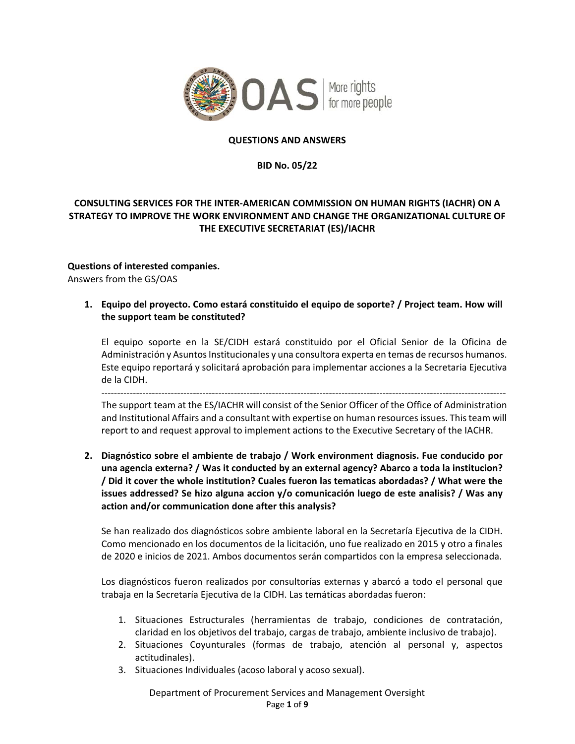**QUESTIONS AND ANSWERS**

**BID No. 05/22**

**CONSULTING SERVICES FOR THE INTER-AMERICAN COMMISSION ON HUMAN RIGHTS (IACHR) ON A STRATEGY TO IMPROVE THE WORK ENVIRONMENT AND CHANGE THE ORGANIZATIONAL CULTURE OF THE EXECUTIVE SECRETARIAT (ES)/IACHR**

**Questions of interested companies.**
Answers from the GS/OAS

1. **Equipo del proyecto. Como estará constituido el equipo de soporte? / Project team. How will the support team be constituted?**

   El equipo soporte en la SE/CIDH estará constituido por el Oficial Senior de la Oficina de Administración y Asuntos Institucionales y una consultora experta en temas de recursos humanos. Este equipo reportará y solicitará aprobación para implementar acciones a la Secretaria Ejecutiva de la CIDH.

   ------------------------------------------------------------------------------------------------------------------------------------

   The support team at the ES/IACHR will consist of the Senior Officer of the Office of Administration and Institutional Affairs and a consultant with expertise on human resources issues. This team will report to and request approval to implement actions to the Executive Secretary of the IACHR.

2. **Diagnóstico sobre el ambiente de trabajo / Work environment diagnosis. Fue conducido por una agencia externa? / Was it conducted by an external agency? Abarco a toda la institucion? / Did it cover the whole institution? Cuales fueron las tematicas abordadas? / What were the issues addressed? Se hizo alguna accion y/o comunicación luego de este analisis? / Was any action and/or communication done after this analysis?**

   Se han realizado dos diagnósticos sobre ambiente laboral en la Secretaría Ejecutiva de la CIDH. Como mencionado en los documentos de la licitación, uno fue realizado en 2015 y otro a finales de 2020 e inicios de 2021. Ambos documentos serán compartidos con la empresa seleccionada.

   Los diagnósticos fueron realizados por consultorías externas y abarcó a todo el personal que trabaja en la Secretaría Ejecutiva de la CIDH. Las temáticas abordadas fueron:

   1. Situaciones Estructurales (herramientas de trabajo, condiciones de contratación, claridad en los objetivos del trabajo, cargas de trabajo, ambiente inclusivo de trabajo).
   2. Situaciones Coyunturales (formas de trabajo, atención al personal y, aspectos actitudinales).
   3. Situaciones Individuales (acoso laboral y acoso sexual).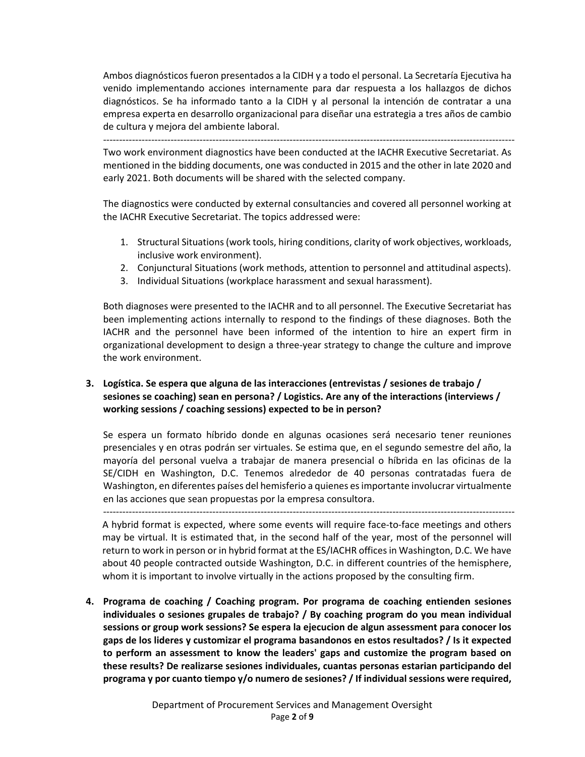Ambos diagnósticos fueron presentados a la CIDH y a todo el personal. La Secretaría Ejecutiva ha venido implementando acciones internamente para dar respuesta a los hallazgos de dichos diagnósticos. Se ha informado tanto a la CIDH y al personal la intención de contratar a una empresa experta en desarrollo organizacional para diseñar una estrategia a tres años de cambio de cultura y mejora del ambiente laboral.

---

Two work environment diagnostics have been conducted at the IACHR Executive Secretariat. As mentioned in the bidding documents, one was conducted in 2015 and the other in late 2020 and early 2021. Both documents will be shared with the selected company.

The diagnostics were conducted by external consultancies and covered all personnel working at the IACHR Executive Secretariat. The topics addressed were:

1. Structural Situations (work tools, hiring conditions, clarity of work objectives, workloads, inclusive work environment).
2. Conjunctural Situations (work methods, attention to personnel and attitudinal aspects).
3. Individual Situations (workplace harassment and sexual harassment).

Both diagnoses were presented to the IACHR and to all personnel. The Executive Secretariat has been implementing actions internally to respond to the findings of these diagnoses. Both the IACHR and the personnel have been informed of the intention to hire an expert firm in organizational development to design a three-year strategy to change the culture and improve the work environment.

3. **Logística. Se espera que alguna de las interacciones (entrevistas / sesiones de trabajo / sesiones se coaching) sean en persona? / Logistics. Are any of the interactions (interviews / working sessions / coaching sessions) expected to be in person?**

Se espera un formato híbrido donde en algunas ocasiones será necesario tener reuniones presenciales y en otras podrán ser virtuales. Se estima que, en el segundo semestre del año, la mayoría del personal vuelva a trabajar de manera presencial o híbrida en las oficinas de la SE/CIDH en Washington, D.C. Tenemos alrededor de 40 personas contratadas fuera de Washington, en diferentes países del hemisferio a quienes es importante involucrar virtualmente en las acciones que sean propuestas por la empresa consultora.

---

A hybrid format is expected, where some events will require face-to-face meetings and others may be virtual. It is estimated that, in the second half of the year, most of the personnel will return to work in person or in hybrid format at the ES/IACHR offices in Washington, D.C. We have about 40 people contracted outside Washington, D.C. in different countries of the hemisphere, whom it is important to involve virtually in the actions proposed by the consulting firm.

4. **Programa de coaching / Coaching program. Por programa de coaching entienden sesiones individuales o sesiones grupales de trabajo? / By coaching program do you mean individual sessions or group work sessions? Se espera la ejecucion de algun assessment para conocer los gaps de los lideres y customizar el programa basandonos en estos resultados? / Is it expected to perform an assessment to know the leaders' gaps and customize the program based on these results? De realizarse sesiones individuales, cuantas personas estarian participando del programa y por cuanto tiempo y/o numero de sesiones? / If individual sessions were required,**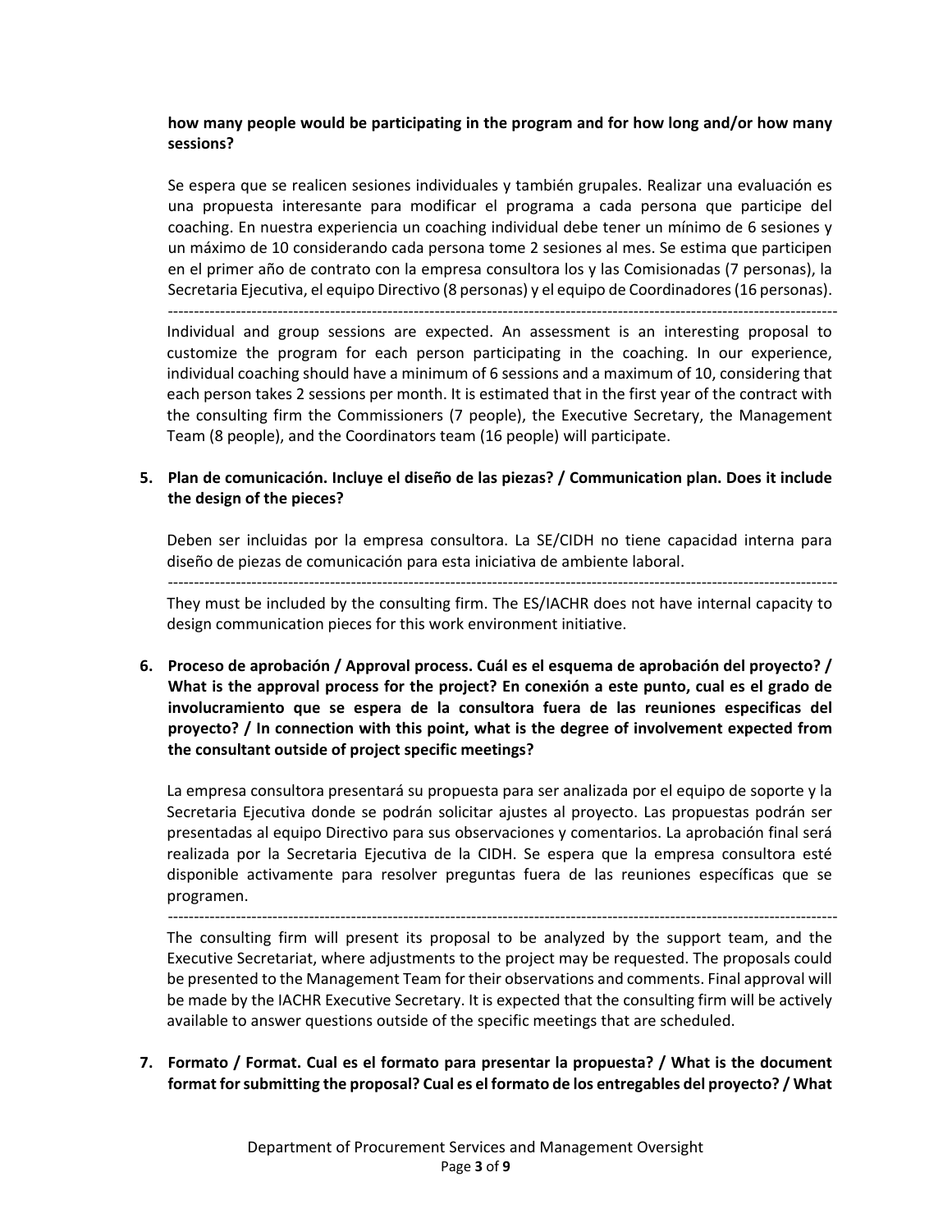**how many people would be participating in the program and for how long and/or how many sessions?**

Se espera que se realicen sesiones individuales y también grupales. Realizar una evaluación es una propuesta interesante para modificar el programa a cada persona que participe del coaching. En nuestra experiencia un coaching individual debe tener un mínimo de 6 sesiones y un máximo de 10 considerando cada persona tome 2 sesiones al mes. Se estima que participen en el primer año de contrato con la empresa consultora los y las Comisionadas (7 personas), la Secretaria Ejecutiva, el equipo Directivo (8 personas) y el equipo de Coordinadores (16 personas).

---

Individual and group sessions are expected. An assessment is an interesting proposal to customize the program for each person participating in the coaching. In our experience, individual coaching should have a minimum of 6 sessions and a maximum of 10, considering that each person takes 2 sessions per month. It is estimated that in the first year of the contract with the consulting firm the Commissioners (7 people), the Executive Secretary, the Management Team (8 people), and the Coordinators team (16 people) will participate.

5. **Plan de comunicación. Incluye el diseño de las piezas? / Communication plan. Does it include the design of the pieces?**

   Deben ser incluidas por la empresa consultora. La SE/CIDH no tiene capacidad interna para diseño de piezas de comunicación para esta iniciativa de ambiente laboral.

   ---

   They must be included by the consulting firm. The ES/IACHR does not have internal capacity to design communication pieces for this work environment initiative.

6. **Proceso de aprobación / Approval process. Cuál es el esquema de aprobación del proyecto? / What is the approval process for the project? En conexión a este punto, cual es el grado de involucramiento que se espera de la consultora fuera de las reuniones especificas del proyecto? / In connection with this point, what is the degree of involvement expected from the consultant outside of project specific meetings?**

   La empresa consultora presentará su propuesta para ser analizada por el equipo de soporte y la Secretaria Ejecutiva donde se podrán solicitar ajustes al proyecto. Las propuestas podrán ser presentadas al equipo Directivo para sus observaciones y comentarios. La aprobación final será realizada por la Secretaria Ejecutiva de la CIDH. Se espera que la empresa consultora esté disponible activamente para resolver preguntas fuera de las reuniones específicas que se programen.

   ---

   The consulting firm will present its proposal to be analyzed by the support team, and the Executive Secretariat, where adjustments to the project may be requested. The proposals could be presented to the Management Team for their observations and comments. Final approval will be made by the IACHR Executive Secretary. It is expected that the consulting firm will be actively available to answer questions outside of the specific meetings that are scheduled.

7. **Formato / Format. Cual es el formato para presentar la propuesta? / What is the document format for submitting the proposal? Cual es el formato de los entregables del proyecto? / What**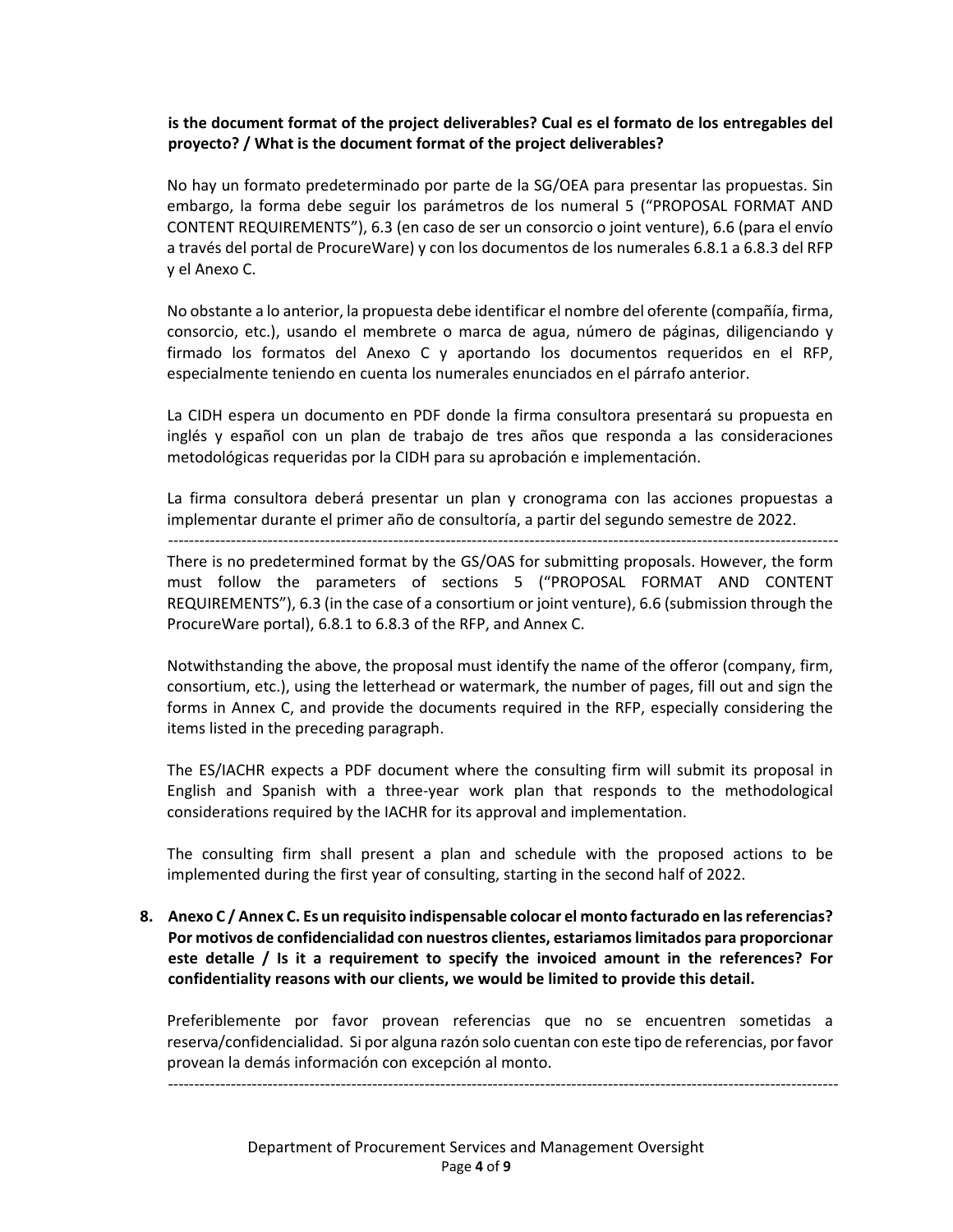**is the document format of the project deliverables? Cual es el formato de los entregables del proyecto? / What is the document format of the project deliverables?**

No hay un formato predeterminado por parte de la SG/OEA para presentar las propuestas. Sin embargo, la forma debe seguir los parámetros de los numeral 5 ("PROPOSAL FORMAT AND CONTENT REQUIREMENTS"), 6.3 (en caso de ser un consorcio o joint venture), 6.6 (para el envío a través del portal de ProcureWare) y con los documentos de los numerales 6.8.1 a 6.8.3 del RFP y el Anexo C.

No obstante a lo anterior, la propuesta debe identificar el nombre del oferente (compañía, firma, consorcio, etc.), usando el membrete o marca de agua, número de páginas, diligenciando y firmado los formatos del Anexo C y aportando los documentos requeridos en el RFP, especialmente teniendo en cuenta los numerales enunciados en el párrafo anterior.

La CIDH espera un documento en PDF donde la firma consultora presentará su propuesta en inglés y español con un plan de trabajo de tres años que responda a las consideraciones metodológicas requeridas por la CIDH para su aprobación e implementación.

La firma consultora deberá presentar un plan y cronograma con las acciones propuestas a implementar durante el primer año de consultoría, a partir del segundo semestre de 2022.

---

There is no predetermined format by the GS/OAS for submitting proposals. However, the form must follow the parameters of sections 5 ("PROPOSAL FORMAT AND CONTENT REQUIREMENTS"), 6.3 (in the case of a consortium or joint venture), 6.6 (submission through the ProcureWare portal), 6.8.1 to 6.8.3 of the RFP, and Annex C.

Notwithstanding the above, the proposal must identify the name of the offeror (company, firm, consortium, etc.), using the letterhead or watermark, the number of pages, fill out and sign the forms in Annex C, and provide the documents required in the RFP, especially considering the items listed in the preceding paragraph.

The ES/IACHR expects a PDF document where the consulting firm will submit its proposal in English and Spanish with a three-year work plan that responds to the methodological considerations required by the IACHR for its approval and implementation.

The consulting firm shall present a plan and schedule with the proposed actions to be implemented during the first year of consulting, starting in the second half of 2022.

8. **Anexo C / Annex C. Es un requisito indispensable colocar el monto facturado en las referencias? Por motivos de confidencialidad con nuestros clientes, estariamos limitados para proporcionar este detalle / Is it a requirement to specify the invoiced amount in the references? For confidentiality reasons with our clients, we would be limited to provide this detail.**

   Preferiblemente por favor provean referencias que no se encuentren sometidas a reserva/confidencialidad. Si por alguna razón solo cuentan con este tipo de referencias, por favor provean la demás información con excepción al monto.

---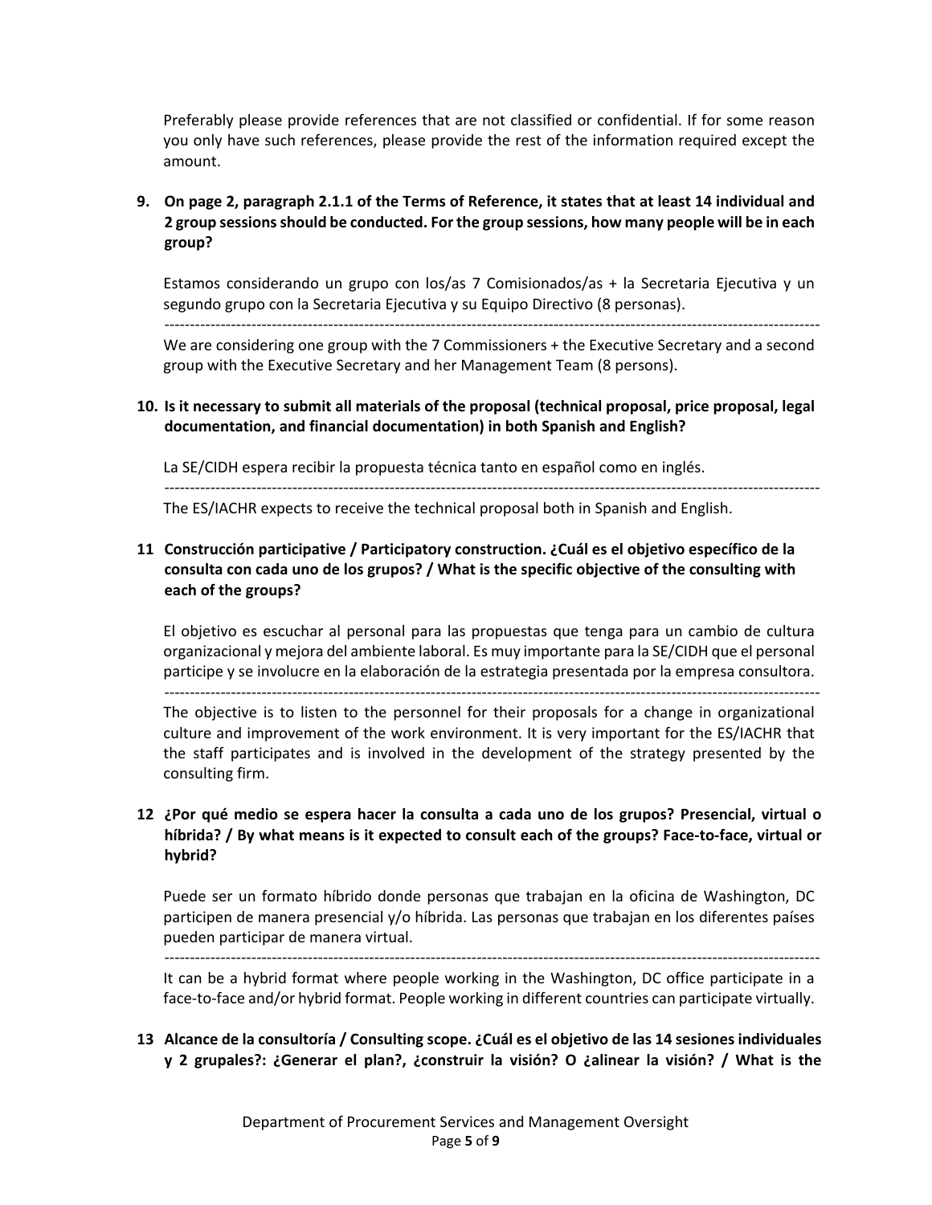Preferably please provide references that are not classified or confidential. If for some reason you only have such references, please provide the rest of the information required except the amount.

**9. On page 2, paragraph 2.1.1 of the Terms of Reference, it states that at least 14 individual and 2 group sessions should be conducted. For the group sessions, how many people will be in each group?**

Estamos considerando un grupo con los/as 7 Comisionados/as + la Secretaria Ejecutiva y un segundo grupo con la Secretaria Ejecutiva y su Equipo Directivo (8 personas).

---

We are considering one group with the 7 Commissioners + the Executive Secretary and a second group with the Executive Secretary and her Management Team (8 persons).

**10. Is it necessary to submit all materials of the proposal (technical proposal, price proposal, legal documentation, and financial documentation) in both Spanish and English?**

La SE/CIDH espera recibir la propuesta técnica tanto en español como en inglés.

---

The ES/IACHR expects to receive the technical proposal both in Spanish and English.

**11 Construcción participative / Participatory construction. ¿Cuál es el objetivo específico de la consulta con cada uno de los grupos? / What is the specific objective of the consulting with each of the groups?**

El objetivo es escuchar al personal para las propuestas que tenga para un cambio de cultura organizacional y mejora del ambiente laboral. Es muy importante para la SE/CIDH que el personal participe y se involucre en la elaboración de la estrategia presentada por la empresa consultora.

---

The objective is to listen to the personnel for their proposals for a change in organizational culture and improvement of the work environment. It is very important for the ES/IACHR that the staff participates and is involved in the development of the strategy presented by the consulting firm.

**12 ¿Por qué medio se espera hacer la consulta a cada uno de los grupos? Presencial, virtual o híbrida? / By what means is it expected to consult each of the groups? Face-to-face, virtual or hybrid?**

Puede ser un formato híbrido donde personas que trabajan en la oficina de Washington, DC participen de manera presencial y/o híbrida. Las personas que trabajan en los diferentes países pueden participar de manera virtual.

---

It can be a hybrid format where people working in the Washington, DC office participate in a face-to-face and/or hybrid format. People working in different countries can participate virtually.

**13 Alcance de la consultoría / Consulting scope. ¿Cuál es el objetivo de las 14 sesiones individuales y 2 grupales?: ¿Generar el plan?, ¿construir la visión? O ¿alinear la visión? / What is the**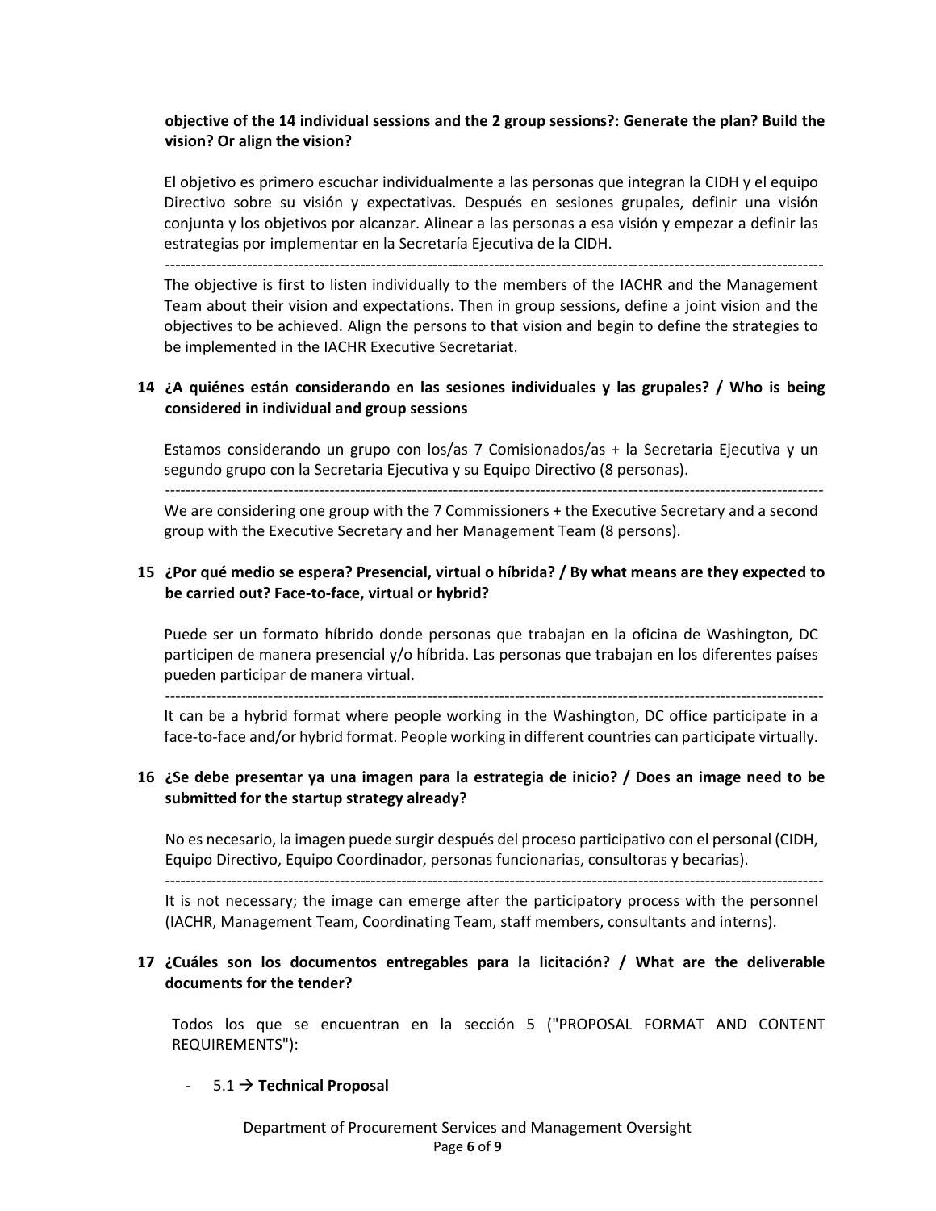**objective of the 14 individual sessions and the 2 group sessions?: Generate the plan? Build the vision? Or align the vision?**

El objetivo es primero escuchar individualmente a las personas que integran la CIDH y el equipo Directivo sobre su visión y expectativas. Después en sesiones grupales, definir una visión conjunta y los objetivos por alcanzar. Alinear a las personas a esa visión y empezar a definir las estrategias por implementar en la Secretaría Ejecutiva de la CIDH.

---

The objective is first to listen individually to the members of the IACHR and the Management Team about their vision and expectations. Then in group sessions, define a joint vision and the objectives to be achieved. Align the persons to that vision and begin to define the strategies to be implemented in the IACHR Executive Secretariat.

**14 ¿A quiénes están considerando en las sesiones individuales y las grupales? / Who is being considered in individual and group sessions**

Estamos considerando un grupo con los/as 7 Comisionados/as + la Secretaria Ejecutiva y un segundo grupo con la Secretaria Ejecutiva y su Equipo Directivo (8 personas).

---

We are considering one group with the 7 Commissioners + the Executive Secretary and a second group with the Executive Secretary and her Management Team (8 persons).

**15 ¿Por qué medio se espera? Presencial, virtual o híbrida? / By what means are they expected to be carried out? Face-to-face, virtual or hybrid?**

Puede ser un formato híbrido donde personas que trabajan en la oficina de Washington, DC participen de manera presencial y/o híbrida. Las personas que trabajan en los diferentes países pueden participar de manera virtual.

---

It can be a hybrid format where people working in the Washington, DC office participate in a face-to-face and/or hybrid format. People working in different countries can participate virtually.

**16 ¿Se debe presentar ya una imagen para la estrategia de inicio? / Does an image need to be submitted for the startup strategy already?**

No es necesario, la imagen puede surgir después del proceso participativo con el personal (CIDH, Equipo Directivo, Equipo Coordinador, personas funcionarias, consultoras y becarias).

---

It is not necessary; the image can emerge after the participatory process with the personnel (IACHR, Management Team, Coordinating Team, staff members, consultants and interns).

**17 ¿Cuáles son los documentos entregables para la licitación? / What are the deliverable documents for the tender?**

Todos los que se encuentran en la sección 5 ("PROPOSAL FORMAT AND CONTENT REQUIREMENTS"):

- 5.1 → **Technical Proposal**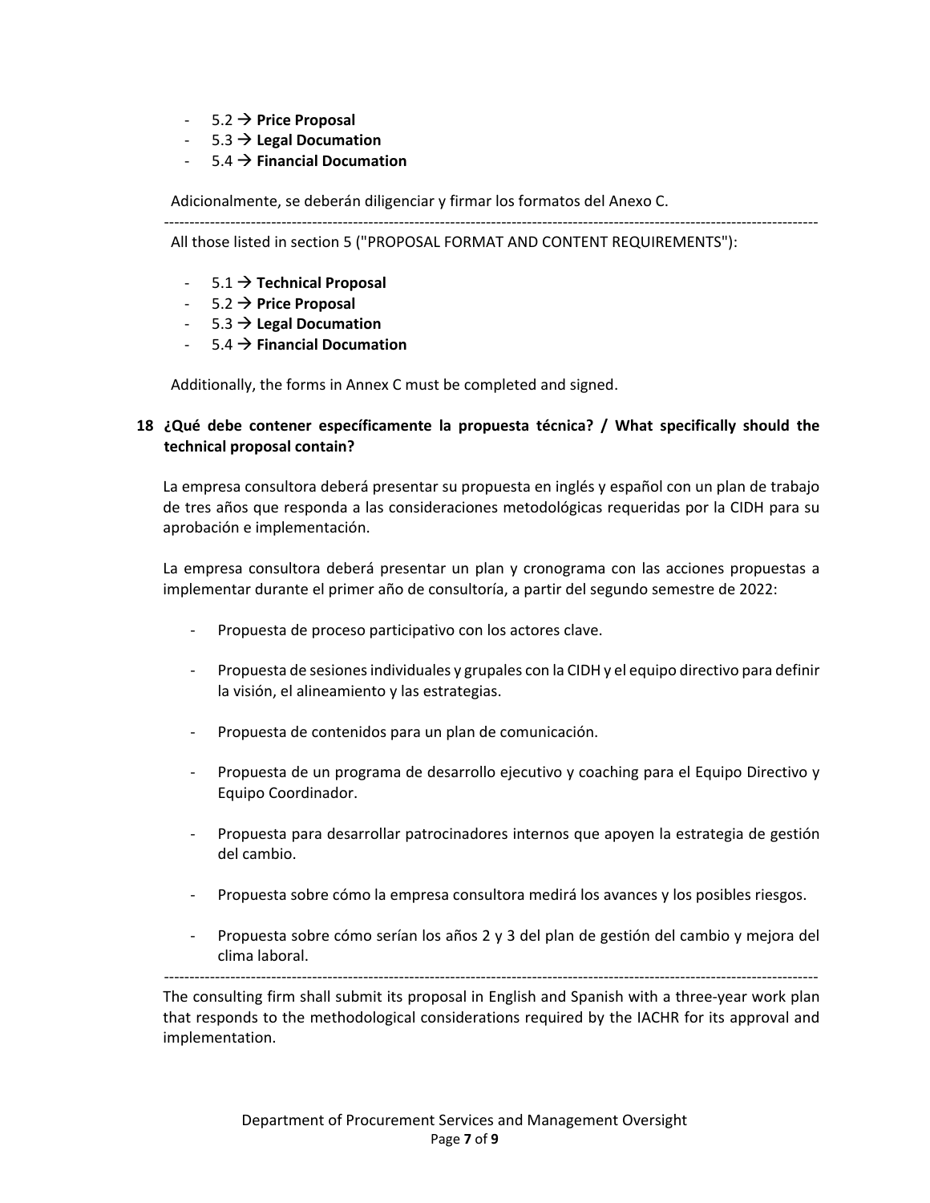- 5.2 → **Price Proposal**
- 5.3 → **Legal Documation**
- 5.4 → **Financial Documation**

Adicionalmente, se deberán diligenciar y firmar los formatos del Anexo C.

---

All those listed in section 5 ("PROPOSAL FORMAT AND CONTENT REQUIREMENTS"):

- 5.1 → **Technical Proposal**
- 5.2 → **Price Proposal**
- 5.3 → **Legal Documation**
- 5.4 → **Financial Documation**

Additionally, the forms in Annex C must be completed and signed.

**18 ¿Qué debe contener específicamente la propuesta técnica? / What specifically should the technical proposal contain?**

La empresa consultora deberá presentar su propuesta en inglés y español con un plan de trabajo de tres años que responda a las consideraciones metodológicas requeridas por la CIDH para su aprobación e implementación.

La empresa consultora deberá presentar un plan y cronograma con las acciones propuestas a implementar durante el primer año de consultoría, a partir del segundo semestre de 2022:

- Propuesta de proceso participativo con los actores clave.
- Propuesta de sesiones individuales y grupales con la CIDH y el equipo directivo para definir la visión, el alineamiento y las estrategias.
- Propuesta de contenidos para un plan de comunicación.
- Propuesta de un programa de desarrollo ejecutivo y coaching para el Equipo Directivo y Equipo Coordinador.
- Propuesta para desarrollar patrocinadores internos que apoyen la estrategia de gestión del cambio.
- Propuesta sobre cómo la empresa consultora medirá los avances y los posibles riesgos.
- Propuesta sobre cómo serían los años 2 y 3 del plan de gestión del cambio y mejora del clima laboral.

---

The consulting firm shall submit its proposal in English and Spanish with a three-year work plan that responds to the methodological considerations required by the IACHR for its approval and implementation.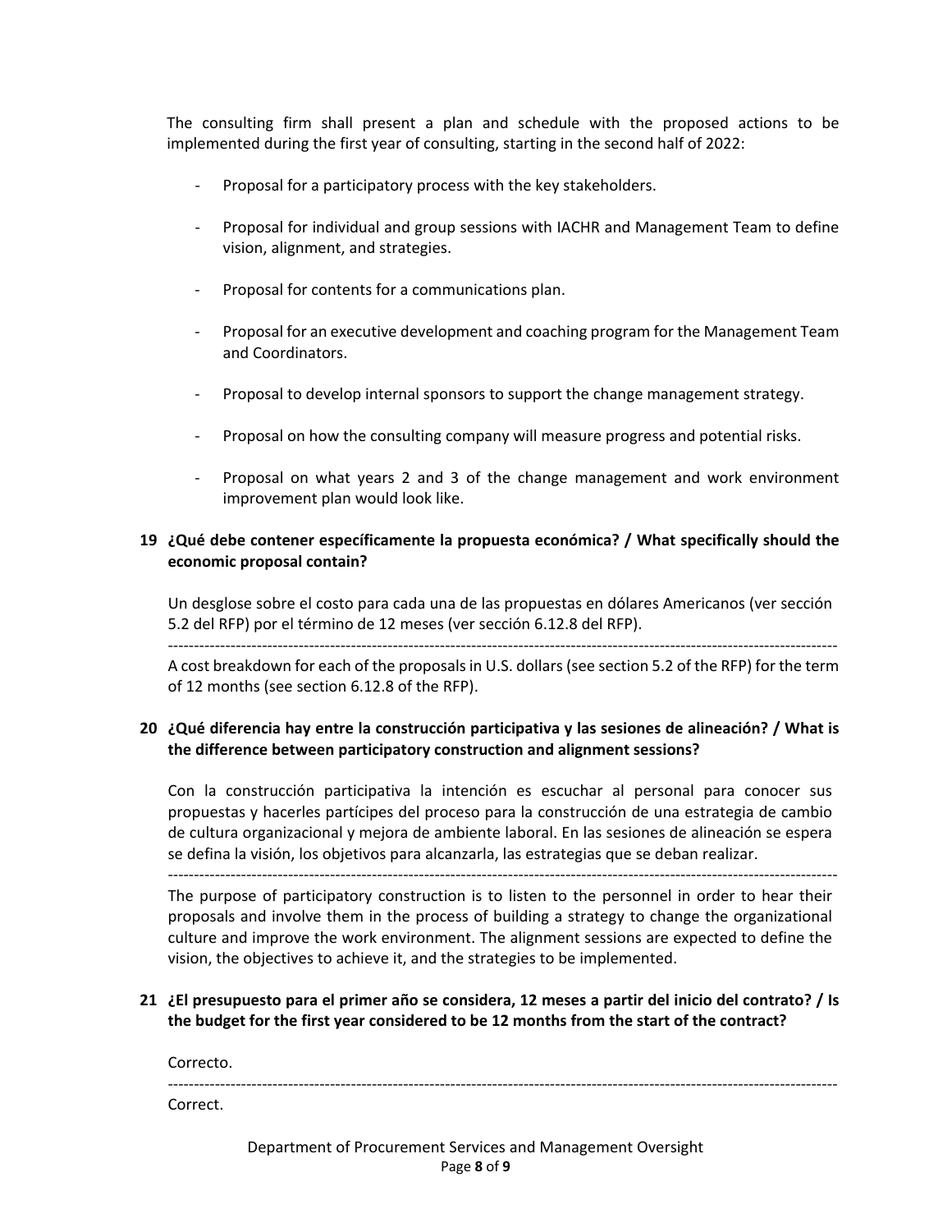The consulting firm shall present a plan and schedule with the proposed actions to be implemented during the first year of consulting, starting in the second half of 2022:

- Proposal for a participatory process with the key stakeholders.
- Proposal for individual and group sessions with IACHR and Management Team to define vision, alignment, and strategies.
- Proposal for contents for a communications plan.
- Proposal for an executive development and coaching program for the Management Team and Coordinators.
- Proposal to develop internal sponsors to support the change management strategy.
- Proposal on how the consulting company will measure progress and potential risks.
- Proposal on what years 2 and 3 of the change management and work environment improvement plan would look like.

**19 ¿Qué debe contener específicamente la propuesta económica? / What specifically should the economic proposal contain?**

Un desglose sobre el costo para cada una de las propuestas en dólares Americanos (ver sección 5.2 del RFP) por el término de 12 meses (ver sección 6.12.8 del RFP).

---

A cost breakdown for each of the proposals in U.S. dollars (see section 5.2 of the RFP) for the term of 12 months (see section 6.12.8 of the RFP).

**20 ¿Qué diferencia hay entre la construcción participativa y las sesiones de alineación? / What is the difference between participatory construction and alignment sessions?**

Con la construcción participativa la intención es escuchar al personal para conocer sus propuestas y hacerles partícipes del proceso para la construcción de una estrategia de cambio de cultura organizacional y mejora de ambiente laboral. En las sesiones de alineación se espera se defina la visión, los objetivos para alcanzarla, las estrategias que se deban realizar.

---

The purpose of participatory construction is to listen to the personnel in order to hear their proposals and involve them in the process of building a strategy to change the organizational culture and improve the work environment. The alignment sessions are expected to define the vision, the objectives to achieve it, and the strategies to be implemented.

**21 ¿El presupuesto para el primer año se considera, 12 meses a partir del inicio del contrato? / Is the budget for the first year considered to be 12 months from the start of the contract?**

Correcto.

---

Correct.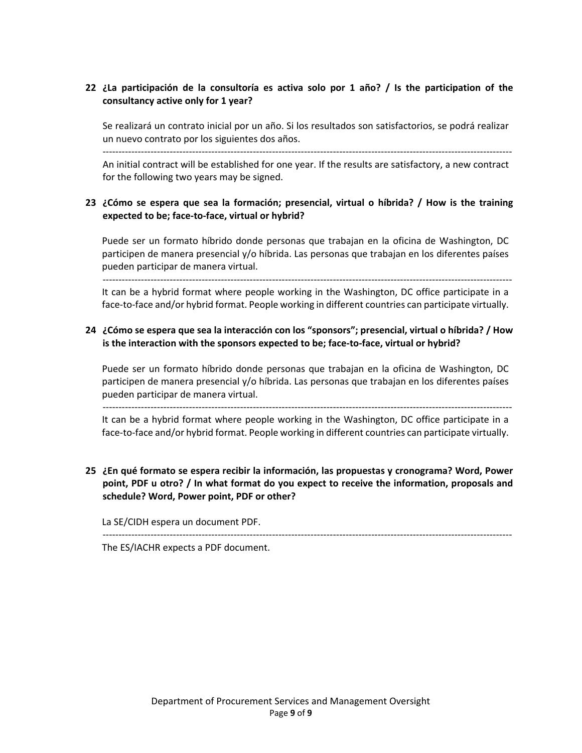**22 ¿La participación de la consultoría es activa solo por 1 año? / Is the participation of the consultancy active only for 1 year?**

Se realizará un contrato inicial por un año. Si los resultados son satisfactorios, se podrá realizar un nuevo contrato por los siguientes dos años.

---

An initial contract will be established for one year. If the results are satisfactory, a new contract for the following two years may be signed.

**23 ¿Cómo se espera que sea la formación; presencial, virtual o híbrida? / How is the training expected to be; face-to-face, virtual or hybrid?**

Puede ser un formato híbrido donde personas que trabajan en la oficina de Washington, DC participen de manera presencial y/o híbrida. Las personas que trabajan en los diferentes países pueden participar de manera virtual.

---

It can be a hybrid format where people working in the Washington, DC office participate in a face-to-face and/or hybrid format. People working in different countries can participate virtually.

**24 ¿Cómo se espera que sea la interacción con los "sponsors"; presencial, virtual o híbrida? / How is the interaction with the sponsors expected to be; face-to-face, virtual or hybrid?**

Puede ser un formato híbrido donde personas que trabajan en la oficina de Washington, DC participen de manera presencial y/o híbrida. Las personas que trabajan en los diferentes países pueden participar de manera virtual.

---

It can be a hybrid format where people working in the Washington, DC office participate in a face-to-face and/or hybrid format. People working in different countries can participate virtually.

**25 ¿En qué formato se espera recibir la información, las propuestas y cronograma? Word, Power point, PDF u otro? / In what format do you expect to receive the information, proposals and schedule? Word, Power point, PDF or other?**

La SE/CIDH espera un document PDF.

---

The ES/IACHR expects a PDF document.